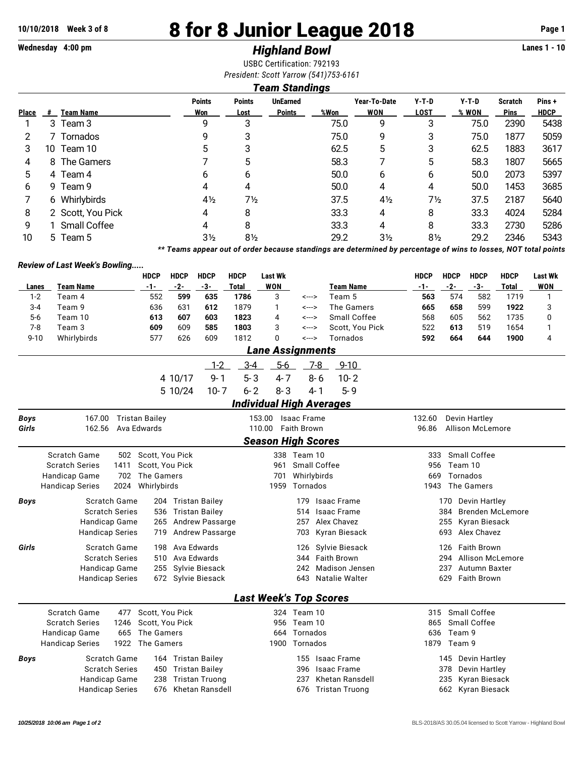**10/10/2018 Week 3 of 8**

# 8 for 8 Junior League 2018

**Wednesday 4:00 pm**

## *Highland Bowl*

**Lanes 1 - 10**

USBC Certification: 792193
*President: Scott Yarrow (541)753-6161*

### *Team Standings*

| Place | # | Team Name | Points Won | Points Lost | UnEarned Points | %Won | Year-To-Date WON | Y-T-D LOST | Y-T-D % WON | Scratch Pins | Pins + HDCP |
|---|---|---|---|---|---|---|---|---|---|---|---|
| 1 | 3 | Team 3 | 9 | 3 | | 75.0 | 9 | 3 | 75.0 | 2390 | 5438 |
| 2 | 7 | Tornados | 9 | 3 | | 75.0 | 9 | 3 | 75.0 | 1877 | 5059 |
| 3 | 10 | Team 10 | 5 | 3 | | 62.5 | 5 | 3 | 62.5 | 1883 | 3617 |
| 4 | 8 | The Gamers | 7 | 5 | | 58.3 | 7 | 5 | 58.3 | 1807 | 5665 |
| 5 | 4 | Team 4 | 6 | 6 | | 50.0 | 6 | 6 | 50.0 | 2073 | 5397 |
| 6 | 9 | Team 9 | 4 | 4 | | 50.0 | 4 | 4 | 50.0 | 1453 | 3685 |
| 7 | 6 | Whirlybirds | 4½ | 7½ | | 37.5 | 4½ | 7½ | 37.5 | 2187 | 5640 |
| 8 | 2 | Scott, You Pick | 4 | 8 | | 33.3 | 4 | 8 | 33.3 | 4024 | 5284 |
| 9 | 1 | Small Coffee | 4 | 8 | | 33.3 | 4 | 8 | 33.3 | 2730 | 5286 |
| 10 | 5 | Team 5 | 3½ | 8½ | | 29.2 | 3½ | 8½ | 29.2 | 2346 | 5343 |

***** Teams appear out of order because standings are determined by percentage of wins to losses, NOT total points***

### *Review of Last Week's Bowling.....*

| Lanes | Team Name | HDCP -1- | HDCP -2- | HDCP -3- | HDCP Total | Last Wk WON | | Team Name | HDCP -1- | HDCP -2- | HDCP -3- | HDCP Total | Last Wk WON |
|---|---|---|---|---|---|---|---|---|---|---|---|---|---|
| 1-2 | Team 4 | 552 | **599** | **635** | **1786** | 3 | <---> | Team 5 | **563** | 574 | 582 | 1719 | 1 |
| 3-4 | Team 9 | 636 | 631 | **612** | 1879 | 1 | <---> | The Gamers | **665** | **658** | 599 | **1922** | 3 |
| 5-6 | Team 10 | **613** | **607** | **603** | **1823** | 4 | <---> | Small Coffee | 568 | 605 | 562 | 1735 | 0 |
| 7-8 | Team 3 | **609** | 609 | **585** | **1803** | 3 | <---> | Scott, You Pick | 522 | **613** | 519 | 1654 | 1 |
| 9-10 | Whirlybirds | 577 | 626 | 609 | 1812 | 0 | <---> | Tornados | **592** | **664** | **644** | **1900** | 4 |

### *Lane Assignments*

| | 1-2 | 3-4 | 5-6 | 7-8 | 9-10 |
|---|---|---|---|---|---|
| 4 10/17 | 9-1 | 5-3 | 4-7 | 8-6 | 10-2 |
| 5 10/24 | 10-7 | 6-2 | 8-3 | 4-1 | 5-9 |

### *Individual High Averages*

| | | | |
|---|---|---|---|
| ***Boys*** | 167.00 Tristan Bailey | 153.00 Isaac Frame | 132.60 Devin Hartley |
| ***Girls*** | 162.56 Ava Edwards | 110.00 Faith Brown | 96.86 Allison McLemore |

### *Season High Scores*

| | | | | | | |
|---|---|---|---|---|---|---|
| Scratch Game | 502 | Scott, You Pick | 338 | Team 10 | 333 | Small Coffee |
| Scratch Series | 1411 | Scott, You Pick | 961 | Small Coffee | 956 | Team 10 |
| Handicap Game | 702 | The Gamers | 701 | Whirlybirds | 669 | Tornados |
| Handicap Series | 2024 | Whirlybirds | 1959 | Tornados | 1943 | The Gamers |

| | | | | | | | |
|---|---|---|---|---|---|---|---|
| ***Boys*** | Scratch Game | 204 | Tristan Bailey | 179 | Isaac Frame | 170 | Devin Hartley |
| | Scratch Series | 536 | Tristan Bailey | 514 | Isaac Frame | 384 | Brenden McLemore |
| | Handicap Game | 265 | Andrew Passarge | 257 | Alex Chavez | 255 | Kyran Biesack |
| | Handicap Series | 719 | Andrew Passarge | 703 | Kyran Biesack | 693 | Alex Chavez |
| ***Girls*** | Scratch Game | 198 | Ava Edwards | 126 | Sylvie Biesack | 126 | Faith Brown |
| | Scratch Series | 510 | Ava Edwards | 344 | Faith Brown | 294 | Allison McLemore |
| | Handicap Game | 255 | Sylvie Biesack | 242 | Madison Jensen | 237 | Autumn Baxter |
| | Handicap Series | 672 | Sylvie Biesack | 643 | Natalie Walter | 629 | Faith Brown |

### *Last Week's Top Scores*

| | | | | | | |
|---|---|---|---|---|---|---|
| Scratch Game | 477 | Scott, You Pick | 324 | Team 10 | 315 | Small Coffee |
| Scratch Series | 1246 | Scott, You Pick | 956 | Team 10 | 865 | Small Coffee |
| Handicap Game | 665 | The Gamers | 664 | Tornados | 636 | Team 9 |
| Handicap Series | 1922 | The Gamers | 1900 | Tornados | 1879 | Team 9 |

| | | | | | | | |
|---|---|---|---|---|---|---|---|
| ***Boys*** | Scratch Game | 164 | Tristan Bailey | 155 | Isaac Frame | 145 | Devin Hartley |
| | Scratch Series | 450 | Tristan Bailey | 396 | Isaac Frame | 378 | Devin Hartley |
| | Handicap Game | 238 | Tristan Truong | 237 | Khetan Ransdell | 235 | Kyran Biesack |
| | Handicap Series | 676 | Khetan Ransdell | 676 | Tristan Truong | 662 | Kyran Biesack |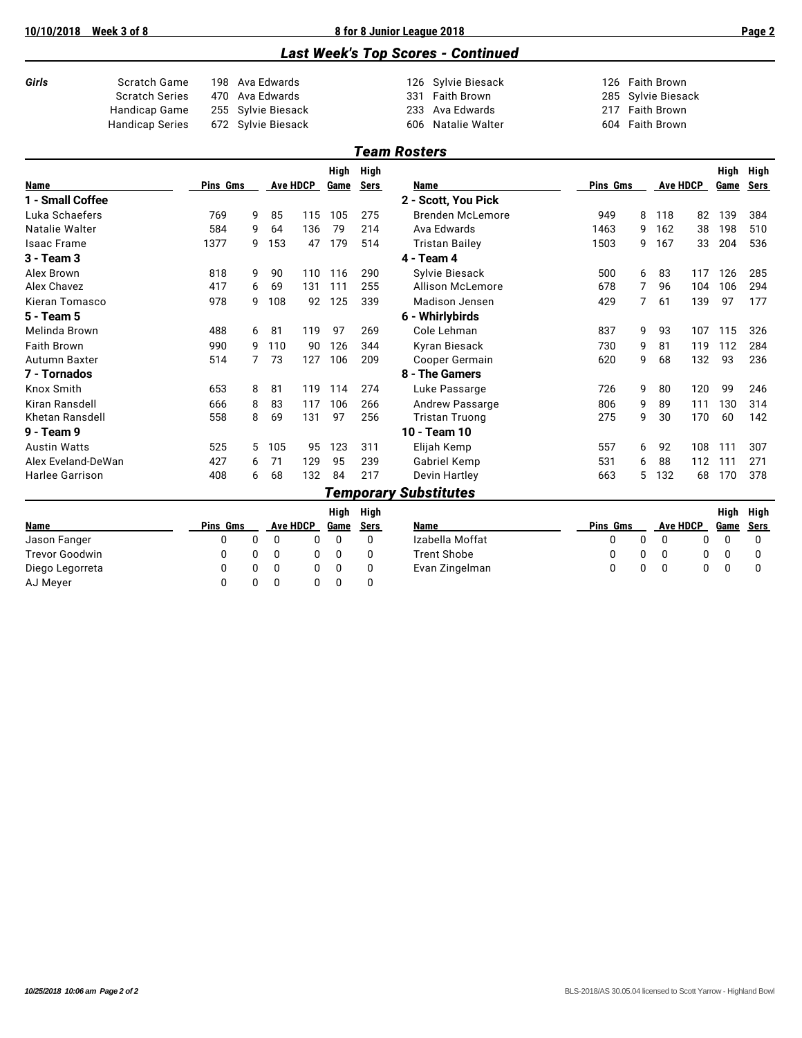## Last Week's Top Scores - Continued

| | | | | |
|---|---|---|---|---|
| **Girls** | Scratch Game | 198 Ava Edwards | 126 Sylvie Biesack | 126 Faith Brown |
| | Scratch Series | 470 Ava Edwards | 331 Faith Brown | 285 Sylvie Biesack |
| | Handicap Game | 255 Sylvie Biesack | 233 Ava Edwards | 217 Faith Brown |
| | Handicap Series | 672 Sylvie Biesack | 606 Natalie Walter | 604 Faith Brown |

## Team Rosters

| Name | Pins | Gms | Ave | HDCP | High Game | High Sers | Name | Pins | Gms | Ave | HDCP | High Game | High Sers |
|---|---|---|---|---|---|---|---|---|---|---|---|---|---|
| **1 - Small Coffee** | | | | | | | **2 - Scott, You Pick** | | | | | | |
| Luka Schaefers | 769 | 9 | 85 | 115 | 105 | 275 | Brenden McLemore | 949 | 8 | 118 | 82 | 139 | 384 |
| Natalie Walter | 584 | 9 | 64 | 136 | 79 | 214 | Ava Edwards | 1463 | 9 | 162 | 38 | 198 | 510 |
| Isaac Frame | 1377 | 9 | 153 | 47 | 179 | 514 | Tristan Bailey | 1503 | 9 | 167 | 33 | 204 | 536 |
| **3 - Team 3** | | | | | | | **4 - Team 4** | | | | | | |
| Alex Brown | 818 | 9 | 90 | 110 | 116 | 290 | Sylvie Biesack | 500 | 6 | 83 | 117 | 126 | 285 |
| Alex Chavez | 417 | 6 | 69 | 131 | 111 | 255 | Allison McLemore | 678 | 7 | 96 | 104 | 106 | 294 |
| Kieran Tomasco | 978 | 9 | 108 | 92 | 125 | 339 | Madison Jensen | 429 | 7 | 61 | 139 | 97 | 177 |
| **5 - Team 5** | | | | | | | **6 - Whirlybirds** | | | | | | |
| Melinda Brown | 488 | 6 | 81 | 119 | 97 | 269 | Cole Lehman | 837 | 9 | 93 | 107 | 115 | 326 |
| Faith Brown | 990 | 9 | 110 | 90 | 126 | 344 | Kyran Biesack | 730 | 9 | 81 | 119 | 112 | 284 |
| Autumn Baxter | 514 | 7 | 73 | 127 | 106 | 209 | Cooper Germain | 620 | 9 | 68 | 132 | 93 | 236 |
| **7 - Tornados** | | | | | | | **8 - The Gamers** | | | | | | |
| Knox Smith | 653 | 8 | 81 | 119 | 114 | 274 | Luke Passarge | 726 | 9 | 80 | 120 | 99 | 246 |
| Kiran Ransdell | 666 | 8 | 83 | 117 | 106 | 266 | Andrew Passarge | 806 | 9 | 89 | 111 | 130 | 314 |
| Khetan Ransdell | 558 | 8 | 69 | 131 | 97 | 256 | Tristan Truong | 275 | 9 | 30 | 170 | 60 | 142 |
| **9 - Team 9** | | | | | | | **10 - Team 10** | | | | | | |
| Austin Watts | 525 | 5 | 105 | 95 | 123 | 311 | Elijah Kemp | 557 | 6 | 92 | 108 | 111 | 307 |
| Alex Eveland-DeWan | 427 | 6 | 71 | 129 | 95 | 239 | Gabriel Kemp | 531 | 6 | 88 | 112 | 111 | 271 |
| Harlee Garrison | 408 | 6 | 68 | 132 | 84 | 217 | Devin Hartley | 663 | 5 | 132 | 68 | 170 | 378 |

## Temporary Substitutes

| Name | Pins | Gms | Ave | HDCP | High Game | High Sers | Name | Pins | Gms | Ave | HDCP | High Game | High Sers |
|---|---|---|---|---|---|---|---|---|---|---|---|---|---|
| Jason Fanger | 0 | 0 | 0 | 0 | 0 | 0 | Izabella Moffat | 0 | 0 | 0 | 0 | 0 | 0 |
| Trevor Goodwin | 0 | 0 | 0 | 0 | 0 | 0 | Trent Shobe | 0 | 0 | 0 | 0 | 0 | 0 |
| Diego Legorreta | 0 | 0 | 0 | 0 | 0 | 0 | Evan Zingelman | 0 | 0 | 0 | 0 | 0 | 0 |
| AJ Meyer | 0 | 0 | 0 | 0 | 0 | 0 | | | | | | | |